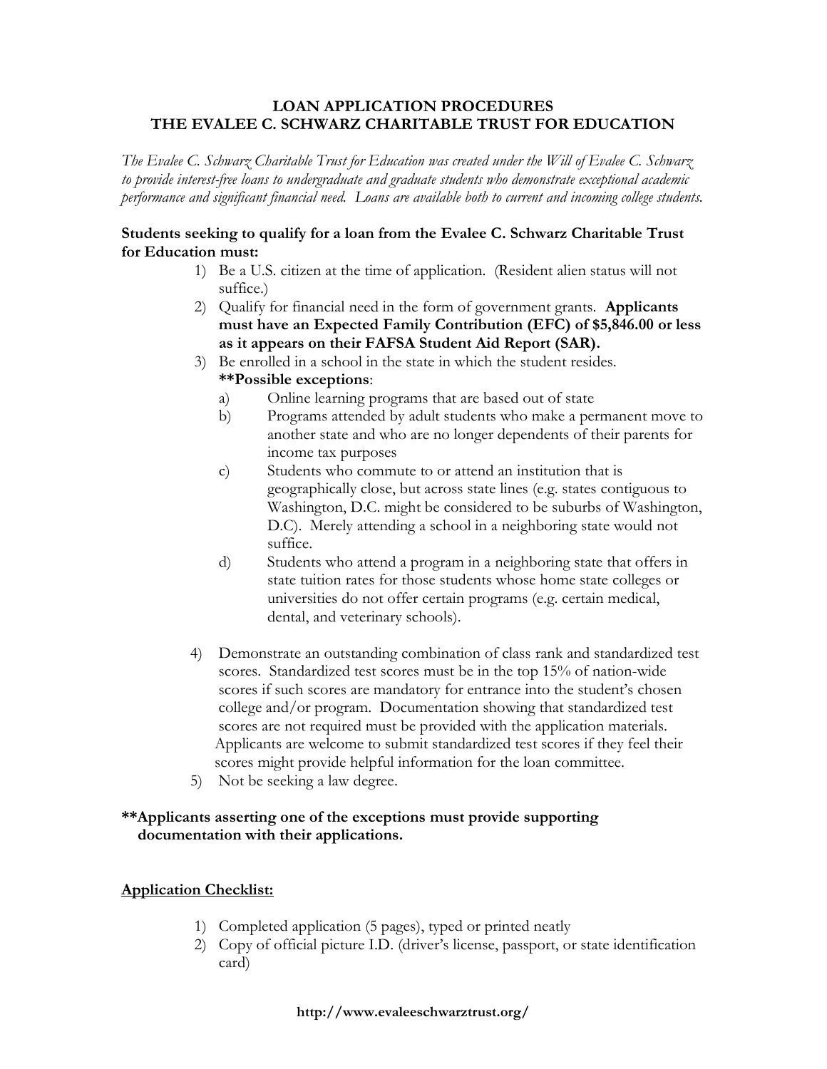# LOAN APPLICATION PROCEDURES
# THE EVALEE C. SCHWARZ CHARITABLE TRUST FOR EDUCATION

*The Evalee C. Schwarz Charitable Trust for Education was created under the Will of Evalee C. Schwarz to provide interest-free loans to undergraduate and graduate students who demonstrate exceptional academic performance and significant financial need. Loans are available both to current and incoming college students.*

**Students seeking to qualify for a loan from the Evalee C. Schwarz Charitable Trust for Education must:**

1) Be a U.S. citizen at the time of application. (Resident alien status will not suffice.)
2) Qualify for financial need in the form of government grants. **Applicants must have an Expected Family Contribution (EFC) of $5,846.00 or less as it appears on their FAFSA Student Aid Report (SAR).**
3) Be enrolled in a school in the state in which the student resides.
   **\*\*Possible exceptions**:
   a) Online learning programs that are based out of state
   b) Programs attended by adult students who make a permanent move to another state and who are no longer dependents of their parents for income tax purposes
   c) Students who commute to or attend an institution that is geographically close, but across state lines (e.g. states contiguous to Washington, D.C. might be considered to be suburbs of Washington, D.C). Merely attending a school in a neighboring state would not suffice.
   d) Students who attend a program in a neighboring state that offers in state tuition rates for those students whose home state colleges or universities do not offer certain programs (e.g. certain medical, dental, and veterinary schools).
4) Demonstrate an outstanding combination of class rank and standardized test scores. Standardized test scores must be in the top 15% of nation-wide scores if such scores are mandatory for entrance into the student's chosen college and/or program. Documentation showing that standardized test scores are not required must be provided with the application materials. Applicants are welcome to submit standardized test scores if they feel their scores might provide helpful information for the loan committee.
5) Not be seeking a law degree.

**\*\*Applicants asserting one of the exceptions must provide supporting documentation with their applications.**

## Application Checklist:

1) Completed application (5 pages), typed or printed neatly
2) Copy of official picture I.D. (driver's license, passport, or state identification card)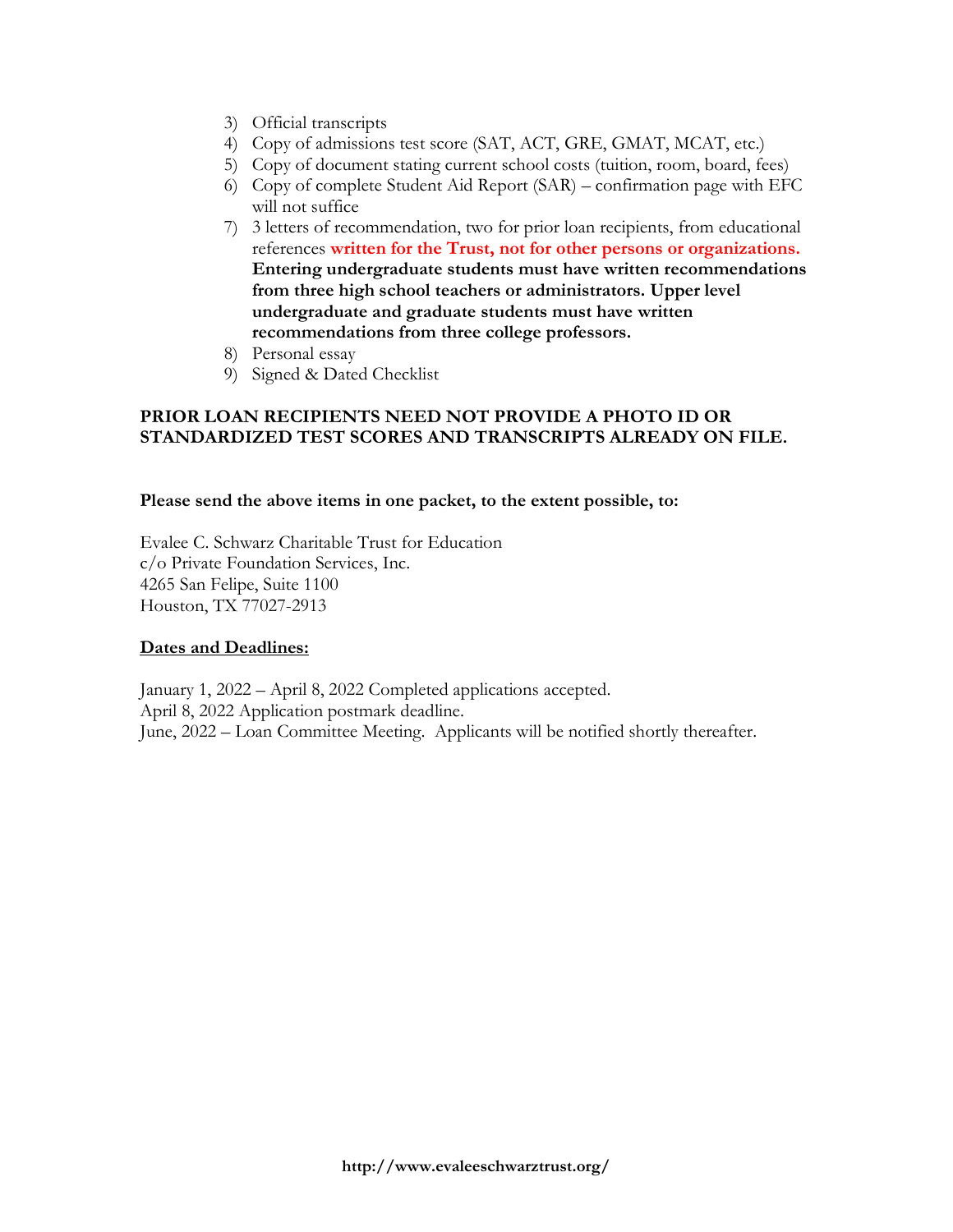3) Official transcripts
4) Copy of admissions test score (SAT, ACT, GRE, GMAT, MCAT, etc.)
5) Copy of document stating current school costs (tuition, room, board, fees)
6) Copy of complete Student Aid Report (SAR) – confirmation page with EFC will not suffice
7) 3 letters of recommendation, two for prior loan recipients, from educational references **written for the Trust, not for other persons or organizations. Entering undergraduate students must have written recommendations from three high school teachers or administrators. Upper level undergraduate and graduate students must have written recommendations from three college professors.**
8) Personal essay
9) Signed & Dated Checklist

**PRIOR LOAN RECIPIENTS NEED NOT PROVIDE A PHOTO ID OR STANDARDIZED TEST SCORES AND TRANSCRIPTS ALREADY ON FILE.**

**Please send the above items in one packet, to the extent possible, to:**

Evalee C. Schwarz Charitable Trust for Education
c/o Private Foundation Services, Inc.
4265 San Felipe, Suite 1100
Houston, TX 77027-2913

**Dates and Deadlines:**

January 1, 2022 – April 8, 2022 Completed applications accepted.
April 8, 2022 Application postmark deadline.
June, 2022 – Loan Committee Meeting. Applicants will be notified shortly thereafter.

**http://www.evaleeschwarztrust.org/**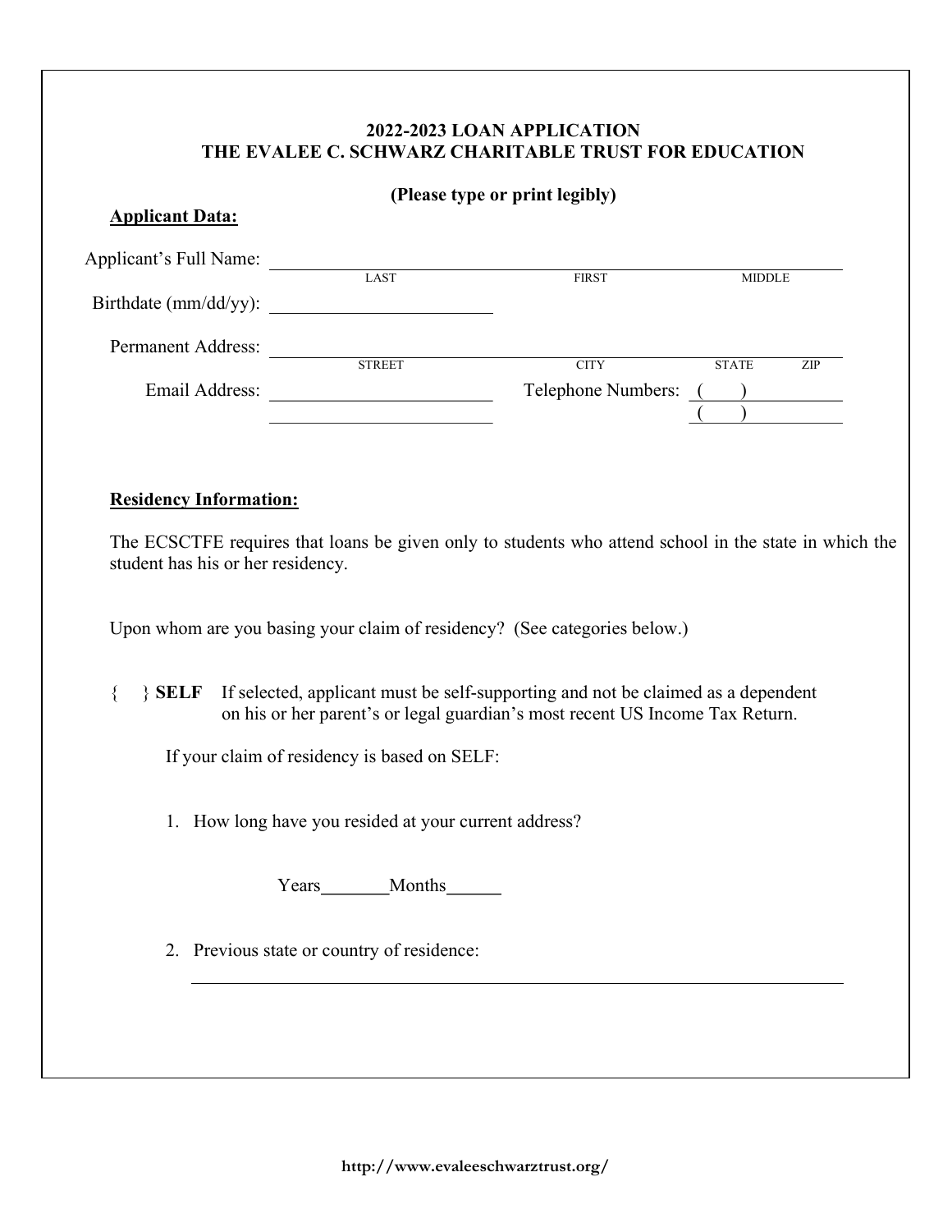**2022-2023 LOAN APPLICATION**
**THE EVALEE C. SCHWARZ CHARITABLE TRUST FOR EDUCATION**

**(Please type or print legibly)**

**Applicant Data:**

Applicant's Full Name: ______________________________________________
LAST FIRST MIDDLE

Birthdate (mm/dd/yy): ____________________

Permanent Address: ______________________________________________
STREET CITY STATE ZIP

Email Address: ____________________ Telephone Numbers: (     ) __________
____________________ (     ) __________

**Residency Information:**

The ECSCTFE requires that loans be given only to students who attend school in the state in which the student has his or her residency.

Upon whom are you basing your claim of residency? (See categories below.)

{   } **SELF** If selected, applicant must be self-supporting and not be claimed as a dependent on his or her parent's or legal guardian's most recent US Income Tax Return.

If your claim of residency is based on SELF:

1. How long have you resided at your current address?

   Years_______Months______

2. Previous state or country of residence:

   ______________________________________________

http://www.evaleeschwarztrust.org/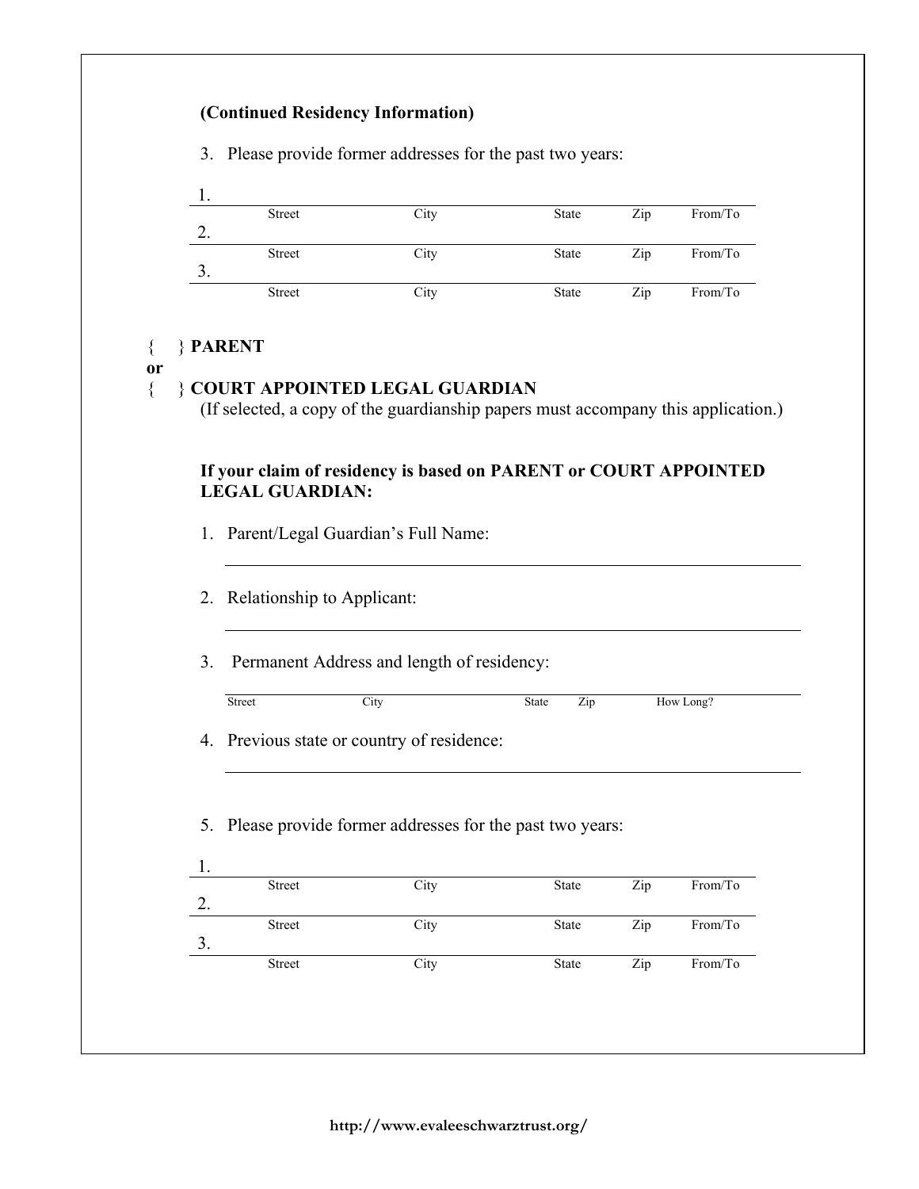**(Continued Residency Information)**

3. Please provide former addresses for the past two years:

1. ___________________________________________________________
   Street — City — State — Zip — From/To
2. ___________________________________________________________
   Street — City — State — Zip — From/To
3. ___________________________________________________________
   Street — City — State — Zip — From/To

{ } **PARENT**

**or**

{ } **COURT APPOINTED LEGAL GUARDIAN**

(If selected, a copy of the guardianship papers must accompany this application.)

**If your claim of residency is based on PARENT or COURT APPOINTED LEGAL GUARDIAN:**

1. Parent/Legal Guardian's Full Name:

   ___________________________________________________________

2. Relationship to Applicant:

   ___________________________________________________________

3. Permanent Address and length of residency:

   ___________________________________________________________
   Street — City — State — Zip — How Long?

4. Previous state or country of residence:

   ___________________________________________________________

5. Please provide former addresses for the past two years:

1. ___________________________________________________________
   Street — City — State — Zip — From/To
2. ___________________________________________________________
   Street — City — State — Zip — From/To
3. ___________________________________________________________
   Street — City — State — Zip — From/To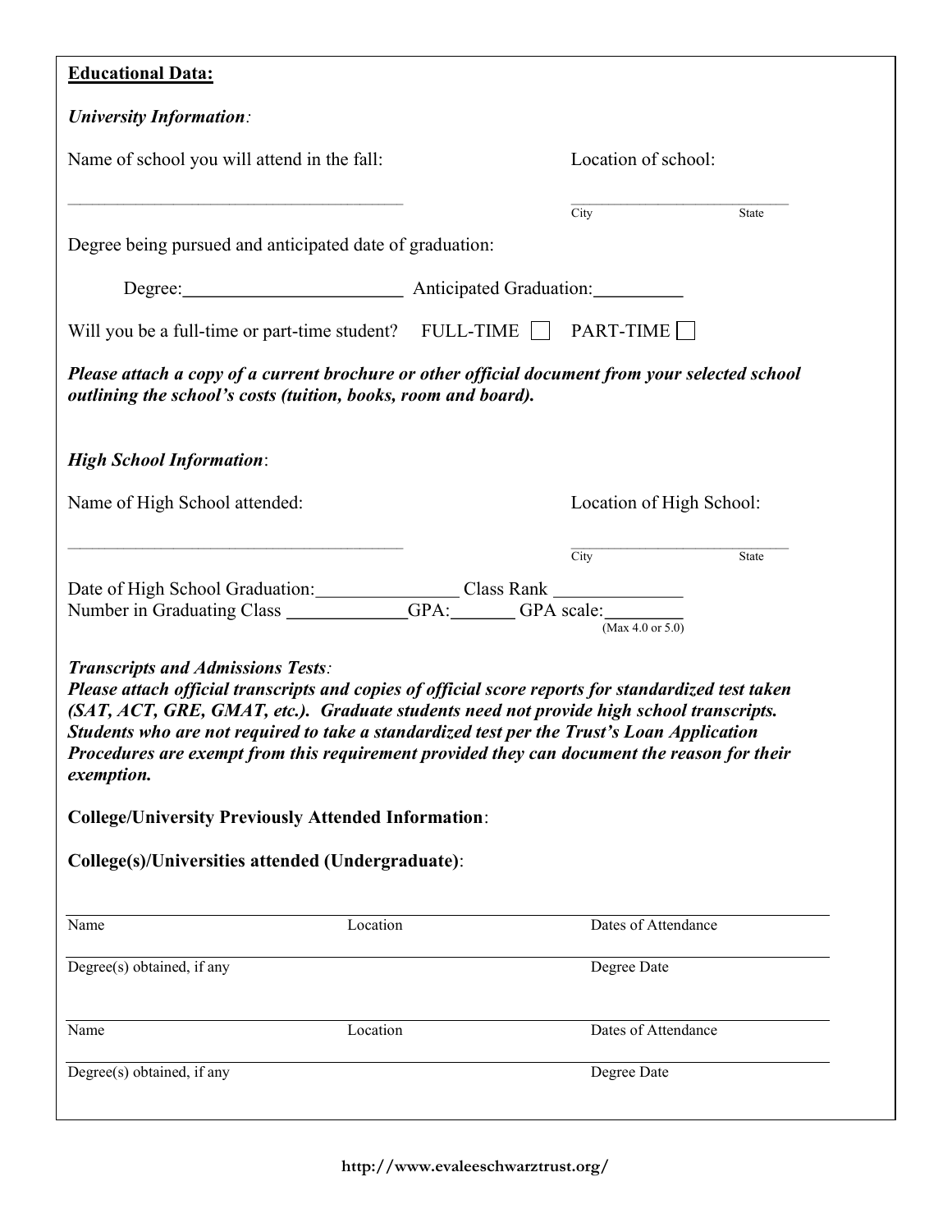**Educational Data:**

***University Information:***

Name of school you will attend in the fall: Location of school:

\_\_\_\_\_\_\_\_\_\_\_\_\_\_\_\_\_\_\_\_\_\_\_\_\_\_\_\_\_\_\_\_\_\_\_\_\_\_\_\_ \_\_\_\_\_\_\_\_\_\_\_\_\_\_\_\_\_\_\_\_\_\_\_\_\_\_\_\_
City State

Degree being pursued and anticipated date of graduation:

Degree:\_\_\_\_\_\_\_\_\_\_\_\_\_\_\_\_\_\_\_\_\_\_\_\_ Anticipated Graduation:\_\_\_\_\_\_\_\_\_\_

Will you be a full-time or part-time student? FULL-TIME ☐ PART-TIME ☐

***Please attach a copy of a current brochure or other official document from your selected school outlining the school's costs (tuition, books, room and board).***

***High School Information:***

Name of High School attended: Location of High School:

\_\_\_\_\_\_\_\_\_\_\_\_\_\_\_\_\_\_\_\_\_\_\_\_\_\_\_\_\_\_\_\_\_\_\_\_\_\_\_\_ \_\_\_\_\_\_\_\_\_\_\_\_\_\_\_\_\_\_\_\_\_\_\_\_\_\_\_\_
City State

Date of High School Graduation:\_\_\_\_\_\_\_\_\_\_\_\_\_\_\_\_ Class Rank \_\_\_\_\_\_\_\_\_\_\_\_\_\_
Number in Graduating Class \_\_\_\_\_\_\_\_\_\_\_\_\_\_GPA:\_\_\_\_\_\_\_ GPA scale:\_\_\_\_\_\_\_\_
(Max 4.0 or 5.0)

***Transcripts and Admissions Tests:***
***Please attach official transcripts and copies of official score reports for standardized test taken (SAT, ACT, GRE, GMAT, etc.). Graduate students need not provide high school transcripts. Students who are not required to take a standardized test per the Trust's Loan Application Procedures are exempt from this requirement provided they can document the reason for their exemption.***

**College/University Previously Attended Information**:

**College(s)/Universities attended (Undergraduate)**:

\_\_\_\_\_\_\_\_\_\_\_\_\_\_\_\_\_\_\_\_\_\_\_\_\_\_\_\_\_\_\_\_\_\_\_\_\_\_\_\_\_\_\_\_\_\_\_\_\_\_\_\_\_\_\_\_\_\_\_\_\_\_\_\_\_\_\_\_\_\_\_\_\_\_\_\_\_\_
Name Location Dates of Attendance

\_\_\_\_\_\_\_\_\_\_\_\_\_\_\_\_\_\_\_\_\_\_\_\_\_\_\_\_\_\_\_\_\_\_\_\_\_\_\_\_\_\_\_\_\_\_\_\_\_\_\_\_\_\_\_\_\_\_\_\_\_\_\_\_\_\_\_\_\_\_\_\_\_\_\_\_\_\_
Degree(s) obtained, if any Degree Date

\_\_\_\_\_\_\_\_\_\_\_\_\_\_\_\_\_\_\_\_\_\_\_\_\_\_\_\_\_\_\_\_\_\_\_\_\_\_\_\_\_\_\_\_\_\_\_\_\_\_\_\_\_\_\_\_\_\_\_\_\_\_\_\_\_\_\_\_\_\_\_\_\_\_\_\_\_\_
Name Location Dates of Attendance

\_\_\_\_\_\_\_\_\_\_\_\_\_\_\_\_\_\_\_\_\_\_\_\_\_\_\_\_\_\_\_\_\_\_\_\_\_\_\_\_\_\_\_\_\_\_\_\_\_\_\_\_\_\_\_\_\_\_\_\_\_\_\_\_\_\_\_\_\_\_\_\_\_\_\_\_\_\_
Degree(s) obtained, if any Degree Date

**http://www.evaleeschwarztrust.org/**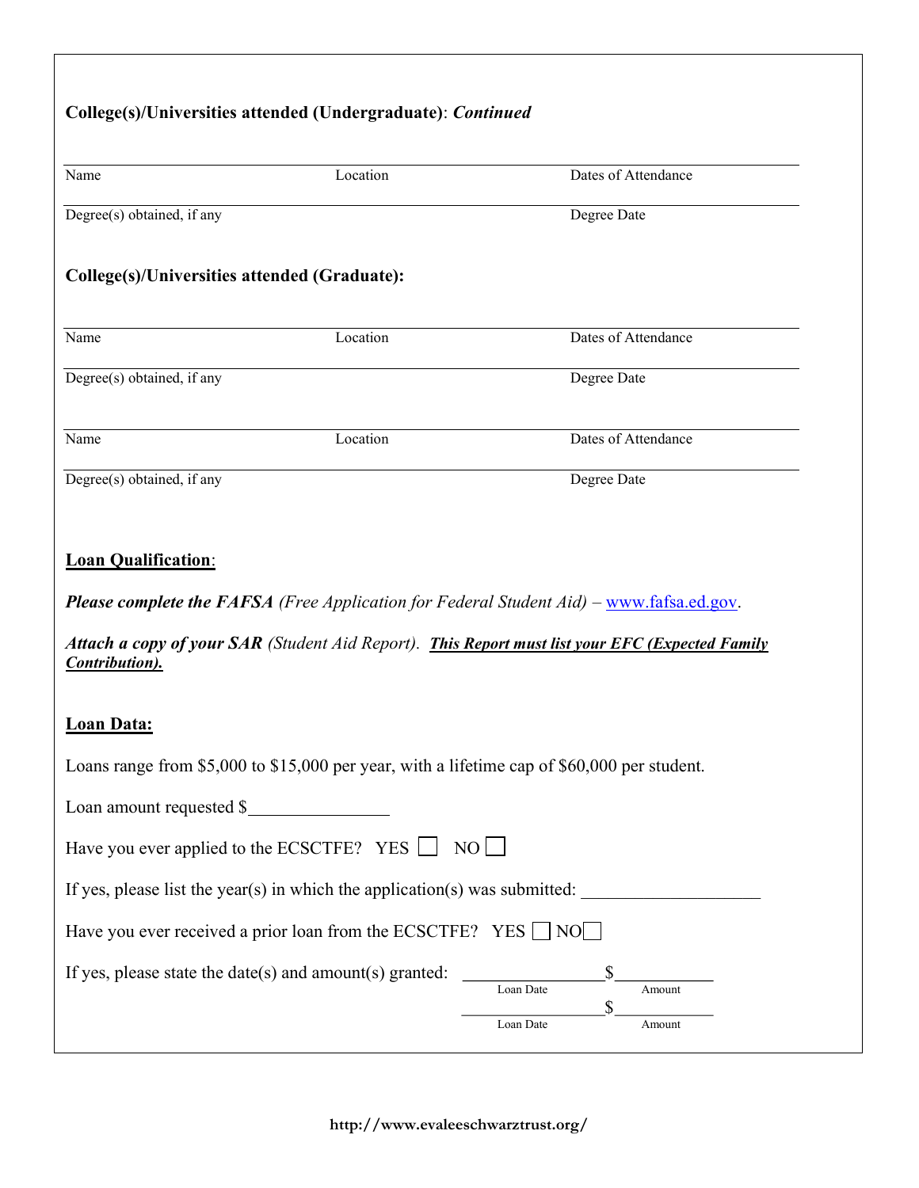**College(s)/Universities attended (Undergraduate)**: ***Continued***

Name Location Dates of Attendance

Degree(s) obtained, if any Degree Date

**College(s)/Universities attended (Graduate):**

Name Location Dates of Attendance

Degree(s) obtained, if any Degree Date

Name Location Dates of Attendance

Degree(s) obtained, if any Degree Date

**Loan Qualification**:

***Please complete the FAFSA*** *(Free Application for Federal Student Aid) –* [www.fafsa.ed.gov](http://www.fafsa.ed.gov).

***Attach a copy of your SAR*** *(Student Aid Report).* ***This Report must list your EFC (Expected Family Contribution).***

**Loan Data:**

Loans range from $5,000 to $15,000 per year, with a lifetime cap of $60,000 per student.

Loan amount requested $________________

Have you ever applied to the ECSCTFE? YES ☐ NO ☐

If yes, please list the year(s) in which the application(s) was submitted: ____________________

Have you ever received a prior loan from the ECSCTFE? YES ☐ NO ☐

If yes, please state the date(s) and amount(s) granted: ________________ $____________
Loan Date Amount

________________ $____________
Loan Date Amount

http://www.evaleeschwarztrust.org/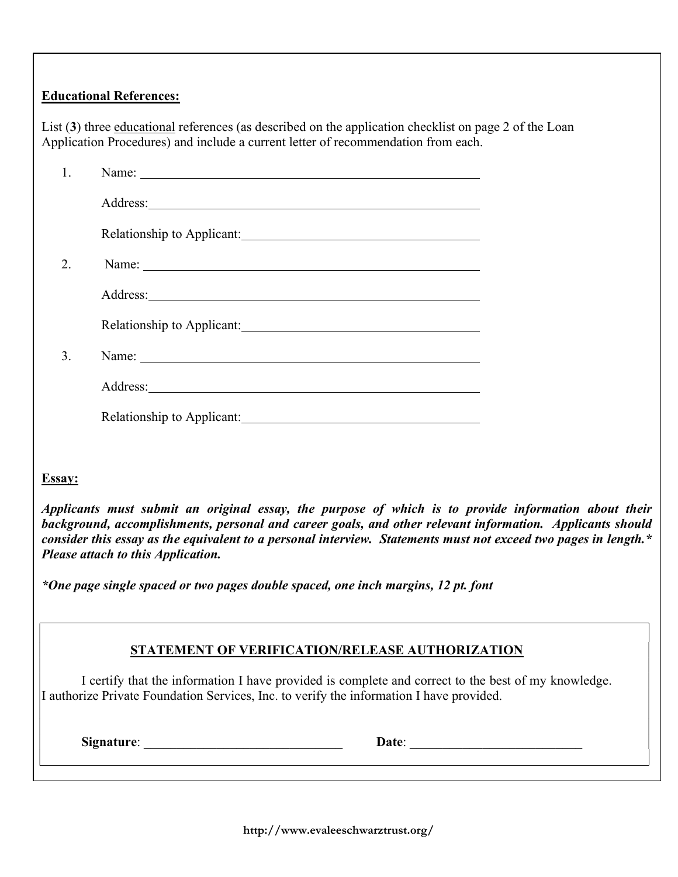**Educational References:**

List (**3**) three educational references (as described on the application checklist on page 2 of the Loan Application Procedures) and include a current letter of recommendation from each.

1. Name: ________________________________________________

   Address: ________________________________________________

   Relationship to Applicant: ________________________________

2. Name: ________________________________________________

   Address: ________________________________________________

   Relationship to Applicant: ________________________________

3. Name: ________________________________________________

   Address: ________________________________________________

   Relationship to Applicant: ________________________________

**Essay:**

***Applicants must submit an original essay, the purpose of which is to provide information about their background, accomplishments, personal and career goals, and other relevant information. Applicants should consider this essay as the equivalent to a personal interview. Statements must not exceed two pages in length.* Please attach to this Application.***

***One page single spaced or two pages double spaced, one inch margins, 12 pt. font**

**STATEMENT OF VERIFICATION/RELEASE AUTHORIZATION**

I certify that the information I have provided is complete and correct to the best of my knowledge. I authorize Private Foundation Services, Inc. to verify the information I have provided.

**Signature**: ______________________________ **Date**: __________________________

http://www.evaleeschwarztrust.org/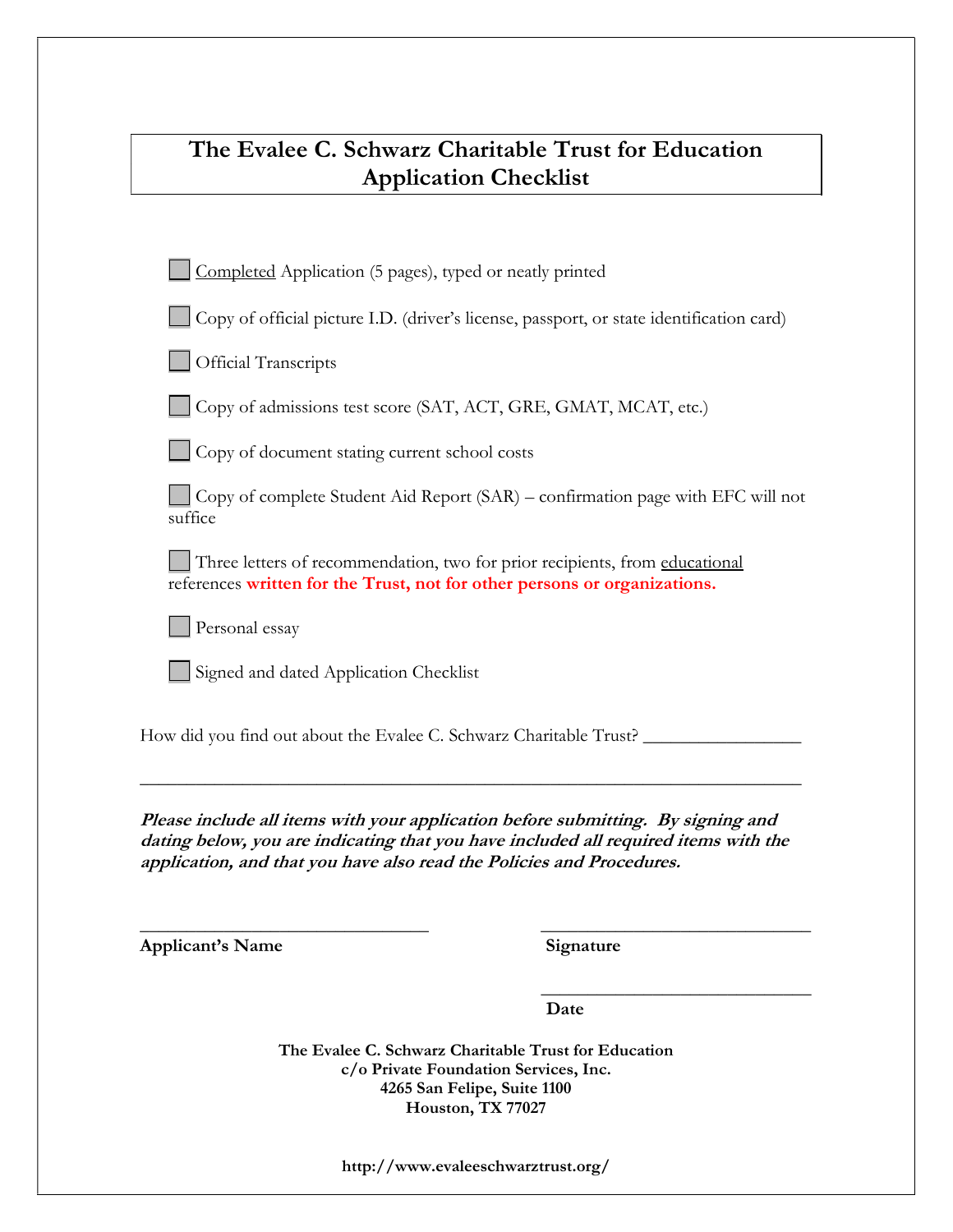# The Evalee C. Schwarz Charitable Trust for Education Application Checklist

- ☐ Completed Application (5 pages), typed or neatly printed
- ☐ Copy of official picture I.D. (driver's license, passport, or state identification card)
- ☐ Official Transcripts
- ☐ Copy of admissions test score (SAT, ACT, GRE, GMAT, MCAT, etc.)
- ☐ Copy of document stating current school costs
- ☐ Copy of complete Student Aid Report (SAR) – confirmation page with EFC will not suffice
- ☐ Three letters of recommendation, two for prior recipients, from educational references **written for the Trust, not for other persons or organizations.**
- ☐ Personal essay
- ☐ Signed and dated Application Checklist

How did you find out about the Evalee C. Schwarz Charitable Trust? ________________

______________________________________________________________________

***Please include all items with your application before submitting. By signing and dating below, you are indicating that you have included all required items with the application, and that you have also read the Policies and Procedures.***

______________________________ ______________________________

**Applicant's Name** **Signature**

______________________________

**Date**

**The Evalee C. Schwarz Charitable Trust for Education**
**c/o Private Foundation Services, Inc.**
**4265 San Felipe, Suite 1100**
**Houston, TX 77027**

**http://www.evaleeschwarztrust.org/**